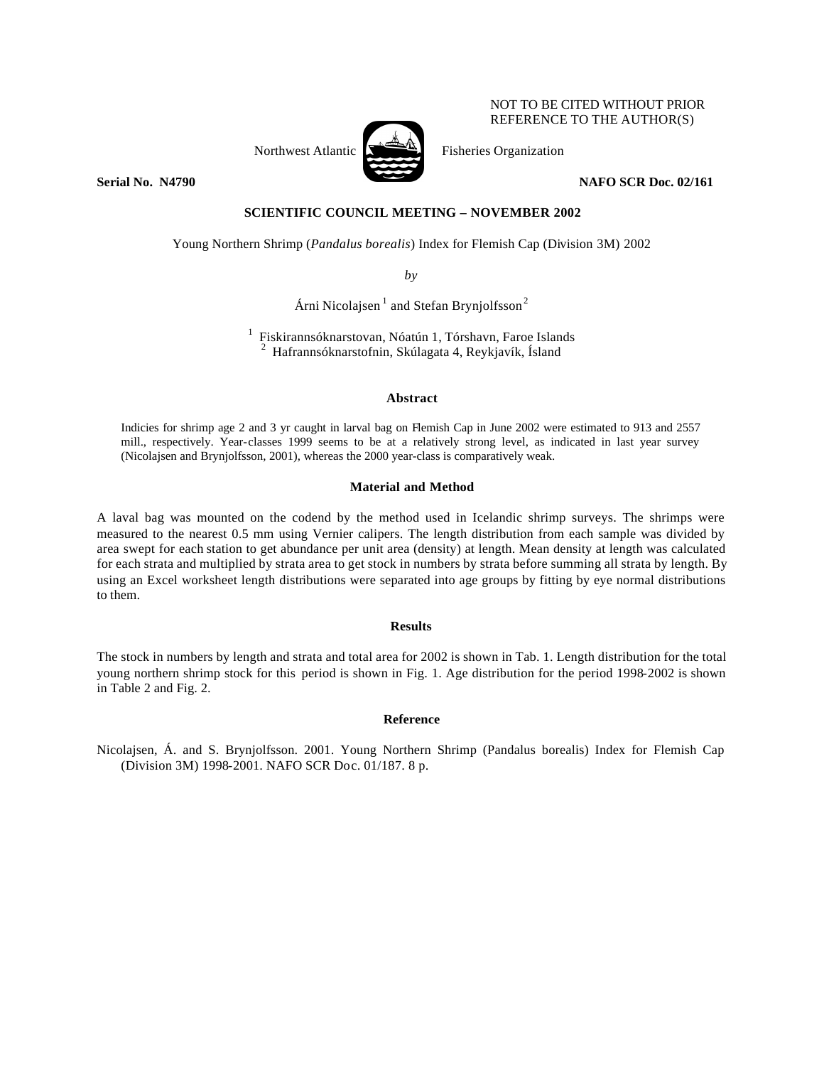NOT TO BE CITED WITHOUT PRIOR
REFERENCE TO THE AUTHOR(S)

Northwest Atlantic Fisheries Organization

**Serial No. N4790** **NAFO SCR Doc. 02/161**

**SCIENTIFIC COUNCIL MEETING – NOVEMBER 2002**

Young Northern Shrimp (*Pandalus borealis*) Index for Flemish Cap (Division 3M) 2002

*by*

Árni Nicolajsen[1] and Stefan Brynjolfsson[2]

[1] Fiskirannsóknarstovan, Nóatún 1, Tórshavn, Faroe Islands
[2] Hafrannsóknarstofnin, Skúlagata 4, Reykjavík, Ísland

### Abstract

Indicies for shrimp age 2 and 3 yr caught in larval bag on Flemish Cap in June 2002 were estimated to 913 and 2557 mill., respectively. Year-classes 1999 seems to be at a relatively strong level, as indicated in last year survey (Nicolajsen and Brynjolfsson, 2001), whereas the 2000 year-class is comparatively weak.

### Material and Method

A laval bag was mounted on the codend by the method used in Icelandic shrimp surveys. The shrimps were measured to the nearest 0.5 mm using Vernier calipers. The length distribution from each sample was divided by area swept for each station to get abundance per unit area (density) at length. Mean density at length was calculated for each strata and multiplied by strata area to get stock in numbers by strata before summing all strata by length. By using an Excel worksheet length distributions were separated into age groups by fitting by eye normal distributions to them.

### Results

The stock in numbers by length and strata and total area for 2002 is shown in Tab. 1. Length distribution for the total young northern shrimp stock for this period is shown in Fig. 1. Age distribution for the period 1998-2002 is shown in Table 2 and Fig. 2.

### Reference

Nicolajsen, Á. and S. Brynjolfsson. 2001. Young Northern Shrimp (Pandalus borealis) Index for Flemish Cap (Division 3M) 1998-2001. NAFO SCR Doc. 01/187. 8 p.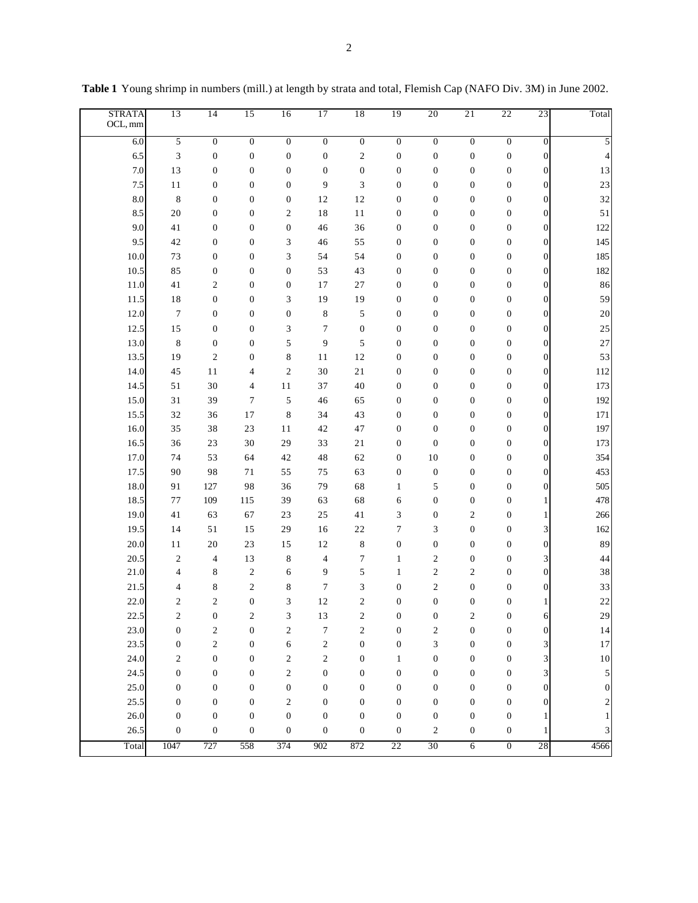**Table 1** Young shrimp in numbers (mill.) at length by strata and total, Flemish Cap (NAFO Div. 3M) in June 2002.

| STRATA OCL, mm | 13 | 14 | 15 | 16 | 17 | 18 | 19 | 20 | 21 | 22 | 23 | Total |
|---|---|---|---|---|---|---|---|---|---|---|---|---|
| 6.0 | 5 | 0 | 0 | 0 | 0 | 0 | 0 | 0 | 0 | 0 | 0 | 5 |
| 6.5 | 3 | 0 | 0 | 0 | 0 | 2 | 0 | 0 | 0 | 0 | 0 | 4 |
| 7.0 | 13 | 0 | 0 | 0 | 0 | 0 | 0 | 0 | 0 | 0 | 0 | 13 |
| 7.5 | 11 | 0 | 0 | 0 | 9 | 3 | 0 | 0 | 0 | 0 | 0 | 23 |
| 8.0 | 8 | 0 | 0 | 0 | 12 | 12 | 0 | 0 | 0 | 0 | 0 | 32 |
| 8.5 | 20 | 0 | 0 | 2 | 18 | 11 | 0 | 0 | 0 | 0 | 0 | 51 |
| 9.0 | 41 | 0 | 0 | 0 | 46 | 36 | 0 | 0 | 0 | 0 | 0 | 122 |
| 9.5 | 42 | 0 | 0 | 3 | 46 | 55 | 0 | 0 | 0 | 0 | 0 | 145 |
| 10.0 | 73 | 0 | 0 | 3 | 54 | 54 | 0 | 0 | 0 | 0 | 0 | 185 |
| 10.5 | 85 | 0 | 0 | 0 | 53 | 43 | 0 | 0 | 0 | 0 | 0 | 182 |
| 11.0 | 41 | 2 | 0 | 0 | 17 | 27 | 0 | 0 | 0 | 0 | 0 | 86 |
| 11.5 | 18 | 0 | 0 | 3 | 19 | 19 | 0 | 0 | 0 | 0 | 0 | 59 |
| 12.0 | 7 | 0 | 0 | 0 | 8 | 5 | 0 | 0 | 0 | 0 | 0 | 20 |
| 12.5 | 15 | 0 | 0 | 3 | 7 | 0 | 0 | 0 | 0 | 0 | 0 | 25 |
| 13.0 | 8 | 0 | 0 | 5 | 9 | 5 | 0 | 0 | 0 | 0 | 0 | 27 |
| 13.5 | 19 | 2 | 0 | 8 | 11 | 12 | 0 | 0 | 0 | 0 | 0 | 53 |
| 14.0 | 45 | 11 | 4 | 2 | 30 | 21 | 0 | 0 | 0 | 0 | 0 | 112 |
| 14.5 | 51 | 30 | 4 | 11 | 37 | 40 | 0 | 0 | 0 | 0 | 0 | 173 |
| 15.0 | 31 | 39 | 7 | 5 | 46 | 65 | 0 | 0 | 0 | 0 | 0 | 192 |
| 15.5 | 32 | 36 | 17 | 8 | 34 | 43 | 0 | 0 | 0 | 0 | 0 | 171 |
| 16.0 | 35 | 38 | 23 | 11 | 42 | 47 | 0 | 0 | 0 | 0 | 0 | 197 |
| 16.5 | 36 | 23 | 30 | 29 | 33 | 21 | 0 | 0 | 0 | 0 | 0 | 173 |
| 17.0 | 74 | 53 | 64 | 42 | 48 | 62 | 0 | 10 | 0 | 0 | 0 | 354 |
| 17.5 | 90 | 98 | 71 | 55 | 75 | 63 | 0 | 0 | 0 | 0 | 0 | 453 |
| 18.0 | 91 | 127 | 98 | 36 | 79 | 68 | 1 | 5 | 0 | 0 | 0 | 505 |
| 18.5 | 77 | 109 | 115 | 39 | 63 | 68 | 6 | 0 | 0 | 0 | 1 | 478 |
| 19.0 | 41 | 63 | 67 | 23 | 25 | 41 | 3 | 0 | 2 | 0 | 1 | 266 |
| 19.5 | 14 | 51 | 15 | 29 | 16 | 22 | 7 | 3 | 0 | 0 | 3 | 162 |
| 20.0 | 11 | 20 | 23 | 15 | 12 | 8 | 0 | 0 | 0 | 0 | 0 | 89 |
| 20.5 | 2 | 4 | 13 | 8 | 4 | 7 | 1 | 2 | 0 | 0 | 3 | 44 |
| 21.0 | 4 | 8 | 2 | 6 | 9 | 5 | 1 | 2 | 2 | 0 | 0 | 38 |
| 21.5 | 4 | 8 | 2 | 8 | 7 | 3 | 0 | 2 | 0 | 0 | 0 | 33 |
| 22.0 | 2 | 2 | 0 | 3 | 12 | 2 | 0 | 0 | 0 | 0 | 1 | 22 |
| 22.5 | 2 | 0 | 2 | 3 | 13 | 2 | 0 | 0 | 2 | 0 | 6 | 29 |
| 23.0 | 0 | 2 | 0 | 2 | 7 | 2 | 0 | 2 | 0 | 0 | 0 | 14 |
| 23.5 | 0 | 2 | 0 | 6 | 2 | 0 | 0 | 3 | 0 | 0 | 3 | 17 |
| 24.0 | 2 | 0 | 0 | 2 | 2 | 0 | 1 | 0 | 0 | 0 | 3 | 10 |
| 24.5 | 0 | 0 | 0 | 2 | 0 | 0 | 0 | 0 | 0 | 0 | 3 | 5 |
| 25.0 | 0 | 0 | 0 | 0 | 0 | 0 | 0 | 0 | 0 | 0 | 0 | 0 |
| 25.5 | 0 | 0 | 0 | 2 | 0 | 0 | 0 | 0 | 0 | 0 | 0 | 2 |
| 26.0 | 0 | 0 | 0 | 0 | 0 | 0 | 0 | 0 | 0 | 0 | 1 | 1 |
| 26.5 | 0 | 0 | 0 | 0 | 0 | 0 | 0 | 2 | 0 | 0 | 1 | 3 |
| Total | 1047 | 727 | 558 | 374 | 902 | 872 | 22 | 30 | 6 | 0 | 28 | 4566 |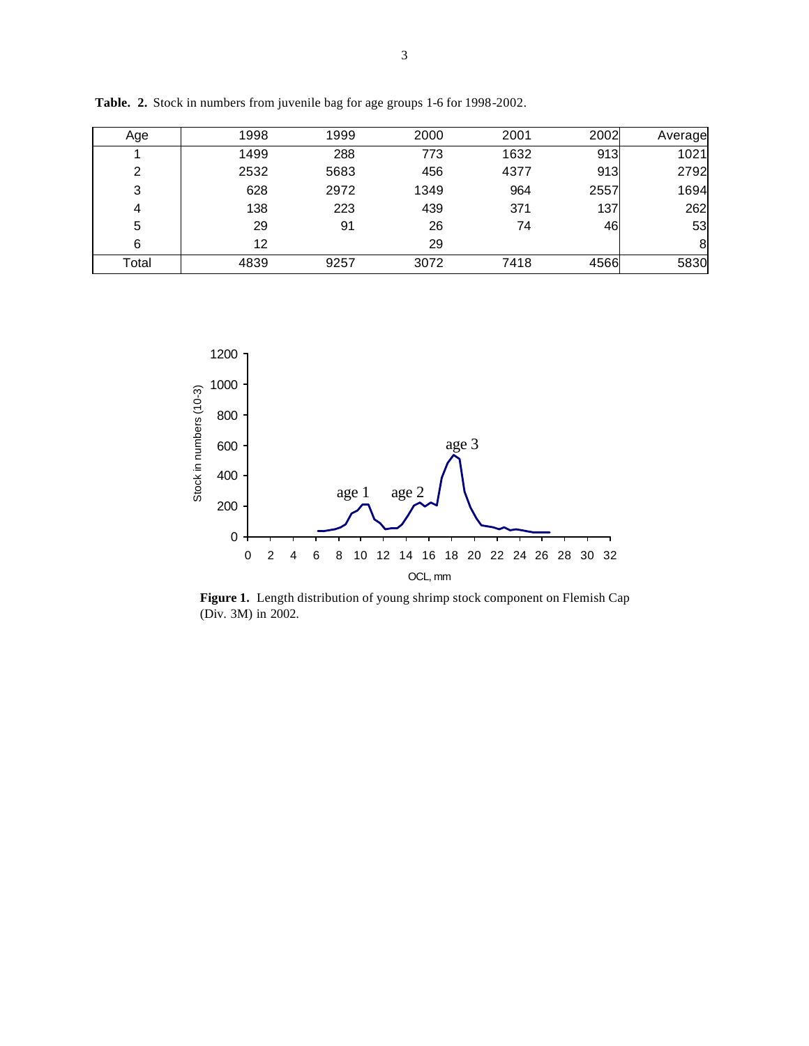**Table. 2.** Stock in numbers from juvenile bag for age groups 1-6 for 1998-2002.

| Age | 1998 | 1999 | 2000 | 2001 | 2002 | Average |
|---|---|---|---|---|---|---|
| 1 | 1499 | 288 | 773 | 1632 | 913 | 1021 |
| 2 | 2532 | 5683 | 456 | 4377 | 913 | 2792 |
| 3 | 628 | 2972 | 1349 | 964 | 2557 | 1694 |
| 4 | 138 | 223 | 439 | 371 | 137 | 262 |
| 5 | 29 | 91 | 26 | 74 | 46 | 53 |
| 6 | 12 | | 29 | | | 8 |
| Total | 4839 | 9257 | 3072 | 7418 | 4566 | 5830 |

**Figure 1.** Length distribution of young shrimp stock component on Flemish Cap (Div. 3M) in 2002.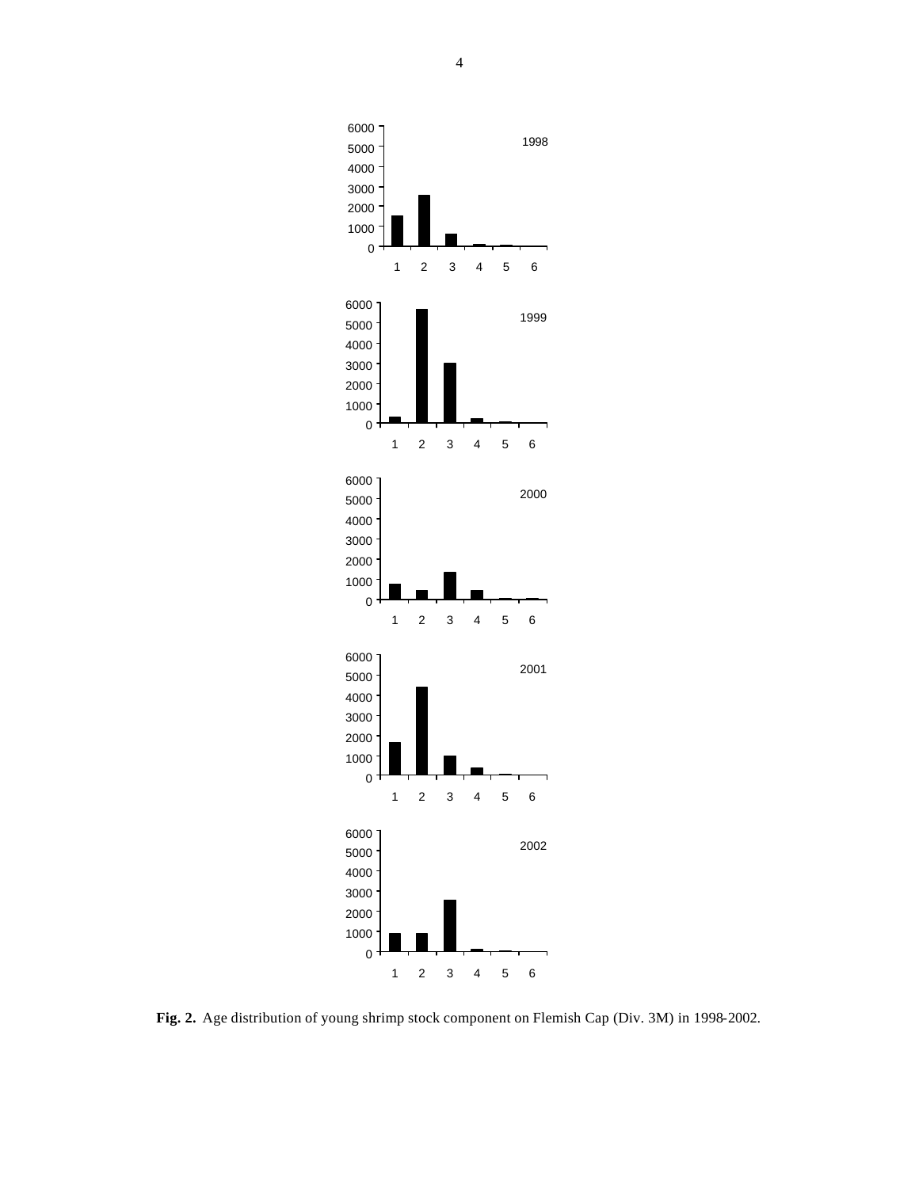6000
5000
4000
3000
2000
1000
0

1 2 3 4 5 6

1998

6000
5000
4000
3000
2000
1000
0

1 2 3 4 5 6

1999

6000
5000
4000
3000
2000
1000
0

1 2 3 4 5 6

2000

6000
5000
4000
3000
2000
1000
0

1 2 3 4 5 6

2001

6000
5000
4000
3000
2000
1000
0

1 2 3 4 5 6

2002

**Fig. 2.** Age distribution of young shrimp stock component on Flemish Cap (Div. 3M) in 1998-2002.